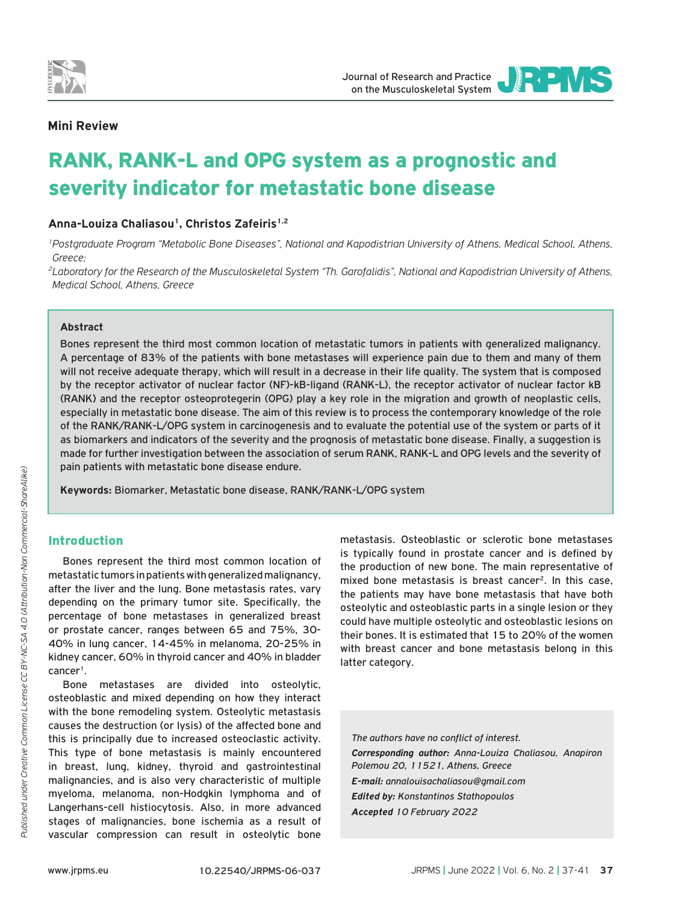**Mini Review**

# RANK, RANK-L and OPG system as a prognostic and severity indicator for metastatic bone disease

**Anna-Louiza Chaliasou[1], Christos Zafeiris[1,2]**

*[1]Postgraduate Program "Metabolic Bone Diseases", National and Kapodistrian University of Athens, Medical School, Athens, Greece;*

*[2]Laboratory for the Research of the Musculoskeletal System "Th. Garofalidis", National and Kapodistrian University of Athens, Medical School, Athens, Greece*

### Abstract

Bones represent the third most common location of metastatic tumors in patients with generalized malignancy. A percentage of 83% of the patients with bone metastases will experience pain due to them and many of them will not receive adequate therapy, which will result in a decrease in their life quality. The system that is composed by the receptor activator of nuclear factor (NF)-kB-ligand (RANK-L), the receptor activator of nuclear factor kB (RANK) and the receptor osteoprotegerin (OPG) play a key role in the migration and growth of neoplastic cells, especially in metastatic bone disease. The aim of this review is to process the contemporary knowledge of the role of the RANK/RANK-L/OPG system in carcinogenesis and to evaluate the potential use of the system or parts of it as biomarkers and indicators of the severity and the prognosis of metastatic bone disease. Finally, a suggestion is made for further investigation between the association of serum RANK, RANK-L and OPG levels and the severity of pain patients with metastatic bone disease endure.

**Keywords:** Biomarker, Metastatic bone disease, RANK/RANK-L/OPG system

## Introduction

Bones represent the third most common location of metastatic tumors in patients with generalized malignancy, after the liver and the lung. Bone metastasis rates, vary depending on the primary tumor site. Specifically, the percentage of bone metastases in generalized breast or prostate cancer, ranges between 65 and 75%, 30-40% in lung cancer, 14-45% in melanoma, 20-25% in kidney cancer, 60% in thyroid cancer and 40% in bladder cancer[1].

Bone metastases are divided into osteolytic, osteoblastic and mixed depending on how they interact with the bone remodeling system. Osteolytic metastasis causes the destruction (or lysis) of the affected bone and this is principally due to increased osteoclastic activity. This type of bone metastasis is mainly encountered in breast, lung, kidney, thyroid and gastrointestinal malignancies, and is also very characteristic of multiple myeloma, melanoma, non-Hodgkin lymphoma and of Langerhans-cell histiocytosis. Also, in more advanced stages of malignancies, bone ischemia as a result of vascular compression can result in osteolytic bone metastasis. Osteoblastic or sclerotic bone metastases is typically found in prostate cancer and is defined by the production of new bone. The main representative of mixed bone metastasis is breast cancer[2]. In this case, the patients may have bone metastasis that have both osteolytic and osteoblastic parts in a single lesion or they could have multiple osteolytic and osteoblastic lesions on their bones. It is estimated that 15 to 20% of the women with breast cancer and bone metastasis belong in this latter category.

*The authors have no conflict of interest.*

***Corresponding author:** Anna-Louiza Chaliasou, Anapiron Polemou 20, 11521, Athens, Greece*

***E-mail:** annalouisachaliasou@gmail.com*

***Edited by:** Konstantinos Stathopoulos*

***Accepted** 10 February 2022*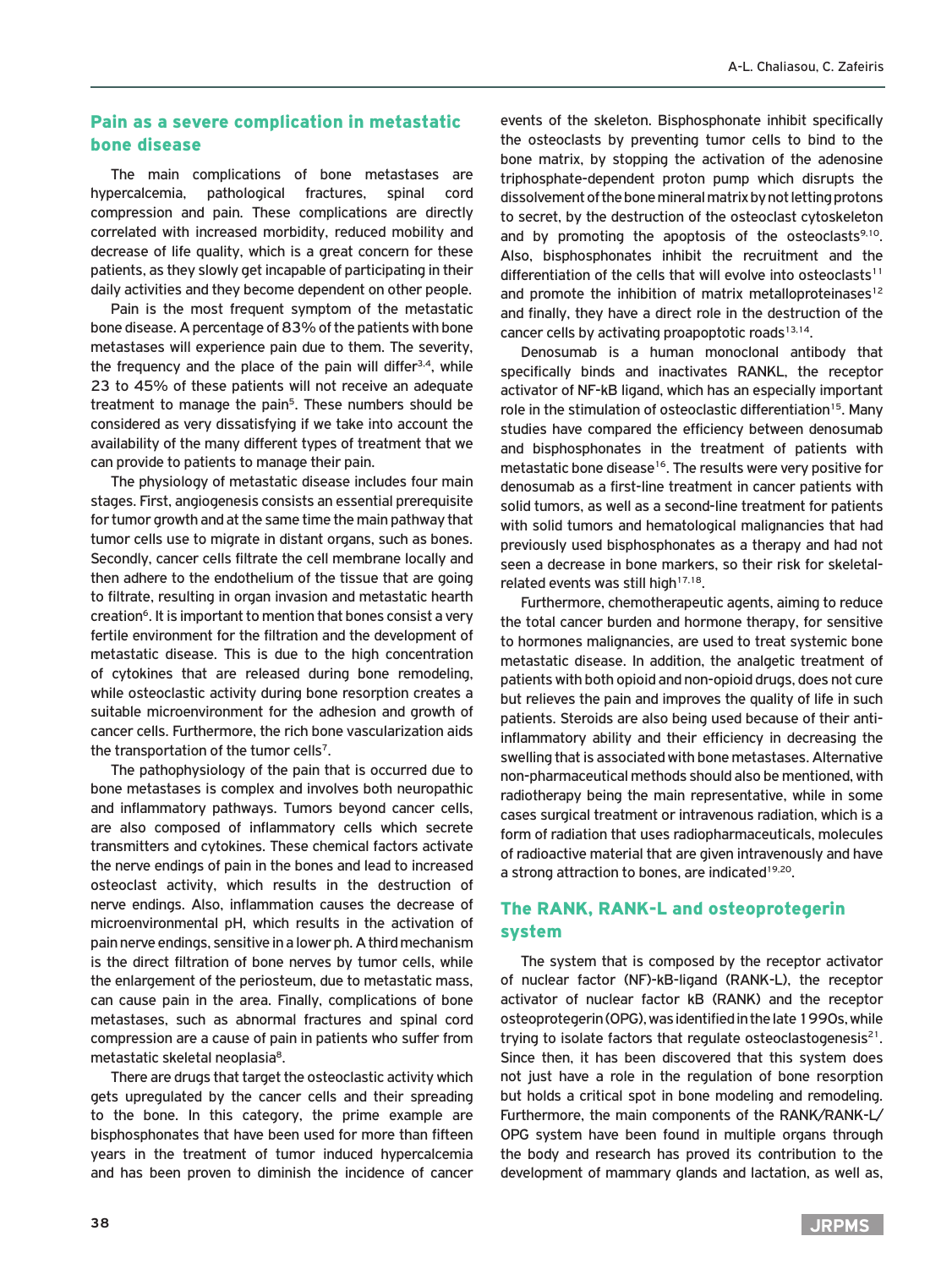## Pain as a severe complication in metastatic bone disease

The main complications of bone metastases are hypercalcemia, pathological fractures, spinal cord compression and pain. These complications are directly correlated with increased morbidity, reduced mobility and decrease of life quality, which is a great concern for these patients, as they slowly get incapable of participating in their daily activities and they become dependent on other people.

Pain is the most frequent symptom of the metastatic bone disease. A percentage of 83% of the patients with bone metastases will experience pain due to them. The severity, the frequency and the place of the pain will differ[3,4], while 23 to 45% of these patients will not receive an adequate treatment to manage the pain[5]. These numbers should be considered as very dissatisfying if we take into account the availability of the many different types of treatment that we can provide to patients to manage their pain.

The physiology of metastatic disease includes four main stages. First, angiogenesis consists an essential prerequisite for tumor growth and at the same time the main pathway that tumor cells use to migrate in distant organs, such as bones. Secondly, cancer cells filtrate the cell membrane locally and then adhere to the endothelium of the tissue that are going to filtrate, resulting in organ invasion and metastatic hearth creation[6]. It is important to mention that bones consist a very fertile environment for the filtration and the development of metastatic disease. This is due to the high concentration of cytokines that are released during bone remodeling, while osteoclastic activity during bone resorption creates a suitable microenvironment for the adhesion and growth of cancer cells. Furthermore, the rich bone vascularization aids the transportation of the tumor cells[7].

The pathophysiology of the pain that is occurred due to bone metastases is complex and involves both neuropathic and inflammatory pathways. Tumors beyond cancer cells, are also composed of inflammatory cells which secrete transmitters and cytokines. These chemical factors activate the nerve endings of pain in the bones and lead to increased osteoclast activity, which results in the destruction of nerve endings. Also, inflammation causes the decrease of microenvironmental pH, which results in the activation of pain nerve endings, sensitive in a lower ph. A third mechanism is the direct filtration of bone nerves by tumor cells, while the enlargement of the periosteum, due to metastatic mass, can cause pain in the area. Finally, complications of bone metastases, such as abnormal fractures and spinal cord compression are a cause of pain in patients who suffer from metastatic skeletal neoplasia[8].

There are drugs that target the osteoclastic activity which gets upregulated by the cancer cells and their spreading to the bone. In this category, the prime example are bisphosphonates that have been used for more than fifteen years in the treatment of tumor induced hypercalcemia and has been proven to diminish the incidence of cancer events of the skeleton. Bisphosphonate inhibit specifically the osteoclasts by preventing tumor cells to bind to the bone matrix, by stopping the activation of the adenosine triphosphate-dependent proton pump which disrupts the dissolvement of the bone mineral matrix by not letting protons to secret, by the destruction of the osteoclast cytoskeleton and by promoting the apoptosis of the osteoclasts[9,10]. Also, bisphosphonates inhibit the recruitment and the differentiation of the cells that will evolve into osteoclasts[11] and promote the inhibition of matrix metalloproteinases[12] and finally, they have a direct role in the destruction of the cancer cells by activating proapoptotic roads[13,14].

Denosumab is a human monoclonal antibody that specifically binds and inactivates RANKL, the receptor activator of NF-kB ligand, which has an especially important role in the stimulation of osteoclastic differentiation[15]. Many studies have compared the efficiency between denosumab and bisphosphonates in the treatment of patients with metastatic bone disease[16]. The results were very positive for denosumab as a first-line treatment in cancer patients with solid tumors, as well as a second-line treatment for patients with solid tumors and hematological malignancies that had previously used bisphosphonates as a therapy and had not seen a decrease in bone markers, so their risk for skeletal-related events was still high[17,18].

Furthermore, chemotherapeutic agents, aiming to reduce the total cancer burden and hormone therapy, for sensitive to hormones malignancies, are used to treat systemic bone metastatic disease. In addition, the analgetic treatment of patients with both opioid and non-opioid drugs, does not cure but relieves the pain and improves the quality of life in such patients. Steroids are also being used because of their anti-inflammatory ability and their efficiency in decreasing the swelling that is associated with bone metastases. Alternative non-pharmaceutical methods should also be mentioned, with radiotherapy being the main representative, while in some cases surgical treatment or intravenous radiation, which is a form of radiation that uses radiopharmaceuticals, molecules of radioactive material that are given intravenously and have a strong attraction to bones, are indicated[19,20].

## The RANK, RANK-L and osteoprotegerin system

The system that is composed by the receptor activator of nuclear factor (NF)-kB-ligand (RANK-L), the receptor activator of nuclear factor kB (RANK) and the receptor osteoprotegerin (OPG), was identified in the late 1990s, while trying to isolate factors that regulate osteoclastogenesis[21]. Since then, it has been discovered that this system does not just have a role in the regulation of bone resorption but holds a critical spot in bone modeling and remodeling. Furthermore, the main components of the RANK/RANK-L/OPG system have been found in multiple organs through the body and research has proved its contribution to the development of mammary glands and lactation, as well as,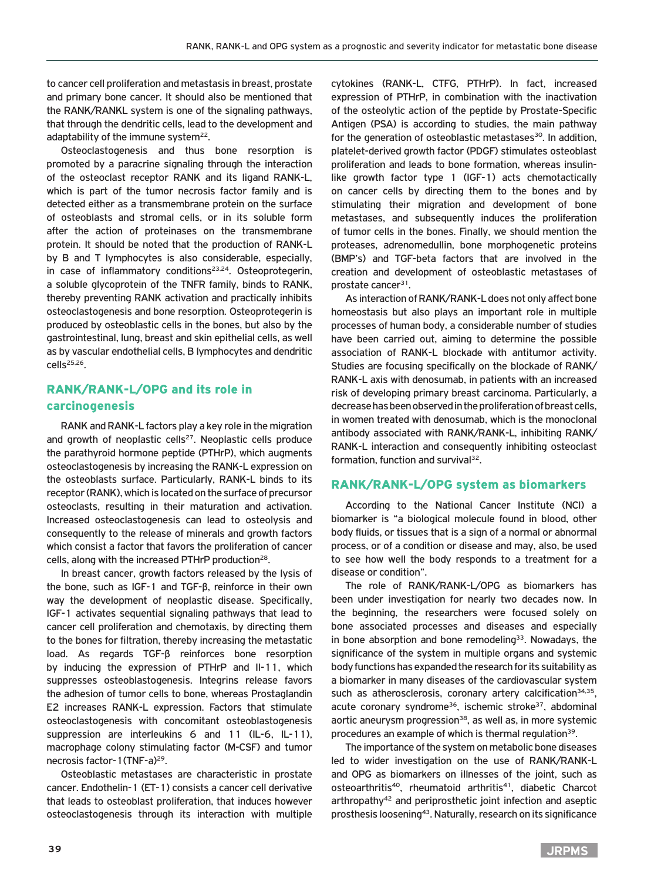to cancer cell proliferation and metastasis in breast, prostate and primary bone cancer. It should also be mentioned that the RANK/RANKL system is one of the signaling pathways, that through the dendritic cells, lead to the development and adaptability of the immune system[22].

Osteoclastogenesis and thus bone resorption is promoted by a paracrine signaling through the interaction of the osteoclast receptor RANK and its ligand RANK-L, which is part of the tumor necrosis factor family and is detected either as a transmembrane protein on the surface of osteoblasts and stromal cells, or in its soluble form after the action of proteinases on the transmembrane protein. It should be noted that the production of RANK-L by B and T lymphocytes is also considerable, especially, in case of inflammatory conditions[23,24]. Osteoprotegerin, a soluble glycoprotein of the TNFR family, binds to RANK, thereby preventing RANK activation and practically inhibits osteoclastogenesis and bone resorption. Osteoprotegerin is produced by osteoblastic cells in the bones, but also by the gastrointestinal, lung, breast and skin epithelial cells, as well as by vascular endothelial cells, B lymphocytes and dendritic cells[25,26].

## RANK/RANK-L/OPG and its role in carcinogenesis

RANK and RANK-L factors play a key role in the migration and growth of neoplastic cells[27]. Neoplastic cells produce the parathyroid hormone peptide (PTHrP), which augments osteoclastogenesis by increasing the RANK-L expression on the osteoblasts surface. Particularly, RANK-L binds to its receptor (RANK), which is located on the surface of precursor osteoclasts, resulting in their maturation and activation. Increased osteoclastogenesis can lead to osteolysis and consequently to the release of minerals and growth factors which consist a factor that favors the proliferation of cancer cells, along with the increased PTHrP production[28].

In breast cancer, growth factors released by the lysis of the bone, such as IGF-1 and TGF-β, reinforce in their own way the development of neoplastic disease. Specifically, IGF-1 activates sequential signaling pathways that lead to cancer cell proliferation and chemotaxis, by directing them to the bones for filtration, thereby increasing the metastatic load. As regards TGF-β reinforces bone resorption by inducing the expression of PTHrP and Il-11, which suppresses osteoblastogenesis. Integrins release favors the adhesion of tumor cells to bone, whereas Prostaglandin E2 increases RANK-L expression. Factors that stimulate osteoclastogenesis with concomitant osteoblastogenesis suppression are interleukins 6 and 11 (IL-6, IL-11), macrophage colony stimulating factor (M-CSF) and tumor necrosis factor-1(TNF-a)[29].

Osteoblastic metastases are characteristic in prostate cancer. Endothelin-1 (ET-1) consists a cancer cell derivative that leads to osteoblast proliferation, that induces however osteoclastogenesis through its interaction with multiple cytokines (RANK-L, CTFG, PTHrP). In fact, increased expression of PTHrP, in combination with the inactivation of the osteolytic action of the peptide by Prostate-Specific Antigen (PSA) is according to studies, the main pathway for the generation of osteoblastic metastases[30]. In addition, platelet-derived growth factor (PDGF) stimulates osteoblast proliferation and leads to bone formation, whereas insulin-like growth factor type 1 (IGF-1) acts chemotactically on cancer cells by directing them to the bones and by stimulating their migration and development of bone metastases, and subsequently induces the proliferation of tumor cells in the bones. Finally, we should mention the proteases, adrenomedullin, bone morphogenetic proteins (BMP's) and TGF-beta factors that are involved in the creation and development of osteoblastic metastases of prostate cancer[31].

As interaction of RANK/RANK-L does not only affect bone homeostasis but also plays an important role in multiple processes of human body, a considerable number of studies have been carried out, aiming to determine the possible association of RANK-L blockade with antitumor activity. Studies are focusing specifically on the blockade of RANK/RANK-L axis with denosumab, in patients with an increased risk of developing primary breast carcinoma. Particularly, a decrease has been observed in the proliferation of breast cells, in women treated with denosumab, which is the monoclonal antibody associated with RANK/RANK-L, inhibiting RANK/RANK-L interaction and consequently inhibiting osteoclast formation, function and survival[32].

## RANK/RANK-L/OPG system as biomarkers

According to the National Cancer Institute (NCI) a biomarker is "a biological molecule found in blood, other body fluids, or tissues that is a sign of a normal or abnormal process, or of a condition or disease and may, also, be used to see how well the body responds to a treatment for a disease or condition".

The role of RANK/RANK-L/OPG as biomarkers has been under investigation for nearly two decades now. In the beginning, the researchers were focused solely on bone associated processes and diseases and especially in bone absorption and bone remodeling[33]. Nowadays, the significance of the system in multiple organs and systemic body functions has expanded the research for its suitability as a biomarker in many diseases of the cardiovascular system such as atherosclerosis, coronary artery calcification[34,35], acute coronary syndrome[36], ischemic stroke[37], abdominal aortic aneurysm progression[38], as well as, in more systemic procedures an example of which is thermal regulation[39].

The importance of the system on metabolic bone diseases led to wider investigation on the use of RANK/RANK-L and OPG as biomarkers on illnesses of the joint, such as osteoarthritis[40], rheumatoid arthritis[41], diabetic Charcot arthropathy[42] and periprosthetic joint infection and aseptic prosthesis loosening[43]. Naturally, research on its significance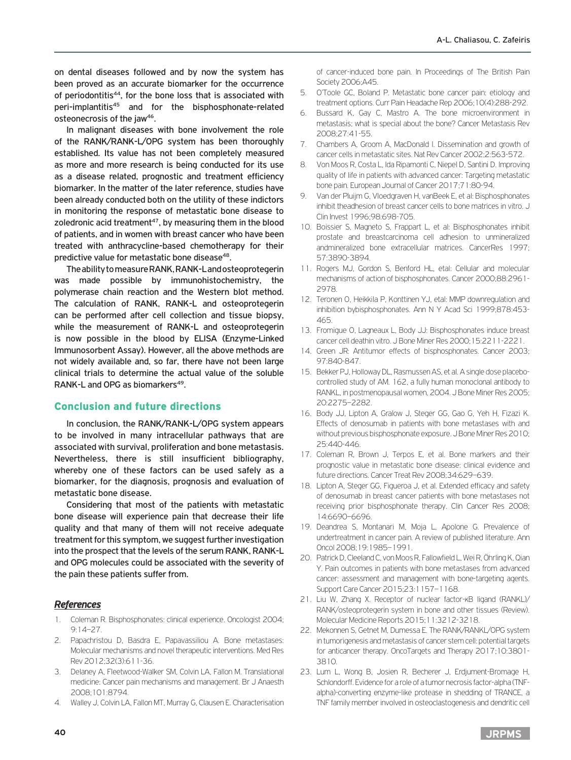on dental diseases followed and by now the system has been proved as an accurate biomarker for the occurrence of periodontitis[44], for the bone loss that is associated with peri-implantitis[45] and for the bisphosphonate-related osteonecrosis of the jaw[46].

In malignant diseases with bone involvement the role of the RANK/RANK-L/OPG system has been thoroughly established. Its value has not been completely measured as more and more research is being conducted for its use as a disease related, prognostic and treatment efficiency biomarker. In the matter of the later reference, studies have been already conducted both on the utility of these indictors in monitoring the response of metastatic bone disease to zoledronic acid treatment[47], by measuring them in the blood of patients, and in women with breast cancer who have been treated with anthracycline-based chemotherapy for their predictive value for metastatic bone disease[48].

The ability to measure RANK, RANK-L and osteoprotegerin was made possible by immunohistochemistry, the polymerase chain reaction and the Western blot method. The calculation of RANK, RANK-L and osteoprotegerin can be performed after cell collection and tissue biopsy, while the measurement of RANK-L and osteoprotegerin is now possible in the blood by ELISA (Enzyme-Linked Immunosorbent Assay). However, all the above methods are not widely available and, so far, there have not been large clinical trials to determine the actual value of the soluble RANK-L and OPG as biomarkers[49].

## Conclusion and future directions

In conclusion, the RANK/RANK-L/OPG system appears to be involved in many intracellular pathways that are associated with survival, proliferation and bone metastasis. Nevertheless, there is still insufficient bibliography, whereby one of these factors can be used safely as a biomarker, for the diagnosis, prognosis and evaluation of metastatic bone disease.

Considering that most of the patients with metastatic bone disease will experience pain that decrease their life quality and that many of them will not receive adequate treatment for this symptom, we suggest further investigation into the prospect that the levels of the serum RANK, RANK-L and OPG molecules could be associated with the severity of the pain these patients suffer from.

### *References*

1. Coleman R. Bisphosphonates: clinical experience. Oncologist 2004; 9:14–27.
2. Papachristou D, Basdra E, Papavassiliou A. Bone metastases: Molecular mechanisms and novel therapeutic interventions. Med Res Rev 2012;32(3):611-36.
3. Delaney A, Fleetwood-Walker SM, Colvin LA, Fallon M. Translational medicine: Cancer pain mechanisms and management. Br J Anaesth 2008;101:8794.
4. Walley J, Colvin LA, Fallon MT, Murray G, Clausen E. Characterisation of cancer-induced bone pain. In Proceedings of The British Pain Society 2006;A45.
5. O'Toole GC, Boland P. Metastatic bone cancer pain: etiology and treatment options. Curr Pain Headache Rep 2006;10(4):288-292.
6. Bussard K, Gay C, Mastro A. The bone microenvironment in metastasis; what is special about the bone? Cancer Metastasis Rev 2008;27:41-55.
7. Chambers A, Groom A, MacDonald I. Dissemination and growth of cancer cells in metastatic sites. Nat Rev Cancer 2002;2:563-572.
8. Von Moos R, Costa L, Ida Ripamonti C, Niepel D, Santini D. Improving quality of life in patients with advanced cancer: Targeting metastatic bone pain. European Journal of Cancer 2017;71:80-94.
9. Van der Pluijm G, Vloedgraven H, vanBeek E, et al: Bisphosphonates inhibit theadhesion of breast cancer cells to bone matrices in vitro. J Clin Invest 1996;98:698-705.
10. Boissier S, Magneto S, Frappart L, et al: Bisphosphonates inhibit prostate and breastcarcinoma cell adhesion to unmineralized andmineralized bone extracellular matrices. CancerRes 1997; 57:3890-3894.
11. Rogers MJ, Gordon S, Benford HL, etal: Cellular and molecular mechanisms of action of bisphosphonates. Cancer 2000;88:2961-2978.
12. Teronen O, Heikkila P, Konttinen YJ, etal: MMP downregulation and inhibition bybisphosphonates. Ann N Y Acad Sci 1999;878:453-465.
13. Fromigue O, Lagneaux L, Body JJ: Bisphosphonates induce breast cancer cell deathin vitro. J Bone Miner Res 2000;15:2211-2221.
14. Green JR: Antitumor effects of bisphosphonates. Cancer 2003; 97:840-847.
15. Bekker PJ, Holloway DL, Rasmussen AS, et al. A single dose placebo-controlled study of AM. 162, a fully human monoclonal antibody to RANKL, in postmenopausal women, 2004. J Bone Miner Res 2005; 20:2275–2282.
16. Body JJ, Lipton A, Gralow J, Steger GG, Gao G, Yeh H, Fizazi K. Effects of denosumab in patients with bone metastases with and without previous bisphosphonate exposure. J Bone Miner Res 2010; 25:440-446.
17. Coleman R, Brown J, Terpos E, et al. Bone markers and their prognostic value in metastatic bone disease: clinical evidence and future directions. Cancer Treat Rev 2008;34:629–639.
18. Lipton A, Steger GG, Figueroa J, et al. Extended efficacy and safety of denosumab in breast cancer patients with bone metastases not receiving prior bisphosphonate therapy. Clin Cancer Res 2008; 14:6690–6696.
19. Deandrea S, Montanari M, Moja L, Apolone G. Prevalence of undertreatment in cancer pain. A review of published literature. Ann Oncol 2008;19:1985–1991.
20. Patrick D, Cleeland C, von Moos R, Fallowfield L, Wei R, Öhrling K, Qian Y. Pain outcomes in patients with bone metastases from advanced cancer: assessment and management with bone-targeting agents. Support Care Cancer 2015;23:1157–1168.
21. Liu W, Zhang X. Receptor of nuclear factor-κB ligand (RANKL)/RANK/osteoprotegerin system in bone and other tissues (Review). Molecular Medicine Reports 2015;11:3212-3218.
22. Mekonnen S, Getnet M, Dumessa E. The RANK/RANKL/OPG system in tumorigenesis and metastasis of cancer stem cell: potential targets for anticancer therapy. OncoTargets and Therapy 2017;10:3801-3810.
23. Lum L, Wong B, Josien R, Becherer J, Erdjument-Bromage H, Schlondorff. Evidence for a role of a tumor necrosis factor-alpha (TNF-alpha)-converting enzyme-like protease in shedding of TRANCE, a TNF family member involved in osteoclastogenesis and dendritic cell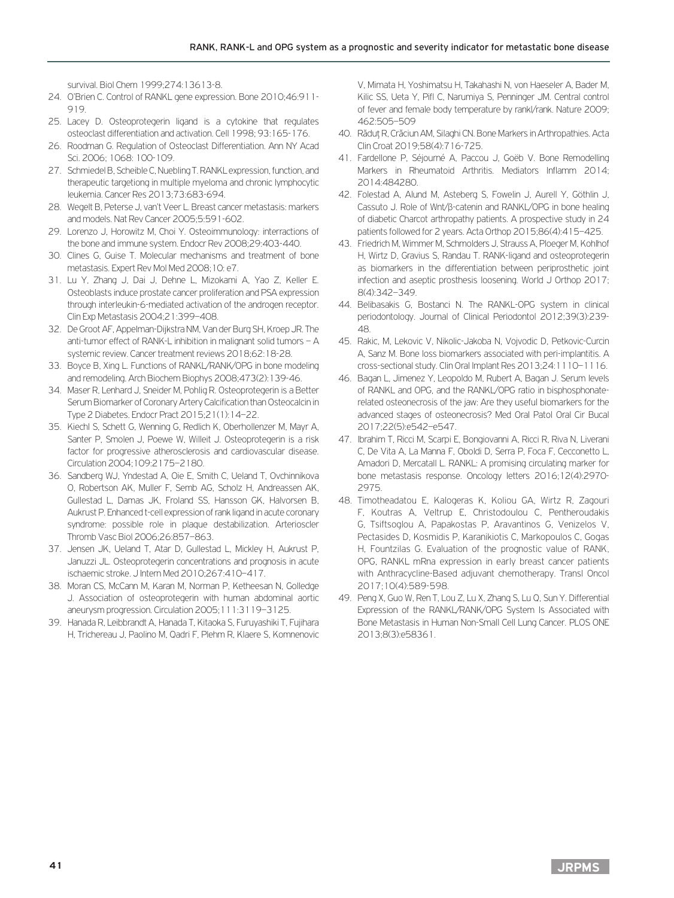survival. Biol Chem 1999;274:13613-8.

24. O'Brien C. Control of RANKL gene expression. Bone 2010;46:911-919.
25. Lacey D. Osteoprotegerin ligand is a cytokine that regulates osteoclast differentiation and activation. Cell 1998; 93:165-176.
26. Roodman G. Regulation of Osteoclast Differentiation. Ann NY Acad Sci. 2006; 1068: 100-109.
27. Schmiedel B, Scheible C, Nuebling T. RANKL expression, function, and therapeutic targetiong in multiple myeloma and chronic lymphocytic leukemia. Cancer Res 2013;73:683-694.
28. Wegelt B, Peterse J, van't Veer L. Breast cancer metastasis: markers and models. Nat Rev Cancer 2005;5:591-602.
29. Lorenzo J, Horowitz M, Choi Y. Osteoimmunology: interractions of the bone and immune system. Endocr Rev 2008;29:403-440.
30. Clines G, Guise T. Molecular mechanisms and treatment of bone metastasis. Expert Rev Mol Med 2008;10: e7.
31. Lu Y, Zhang J, Dai J, Dehne L, Mizokami A, Yao Z, Keller E. Osteoblasts induce prostate cancer proliferation and PSA expression through interleukin-6-mediated activation of the androgen receptor. Clin Exp Metastasis 2004;21:399–408.
32. De Groot AF, Appelman-Dijkstra NM, Van der Burg SH, Kroep JR. The anti-tumor effect of RANK-L inhibition in malignant solid tumors – A systemic review. Cancer treatment reviews 2018;62:18-28.
33. Boyce B, Xing L. Functions of RANKL/RANK/OPG in bone modeling and remodeling. Arch Biochem Biophys 2008;473(2):139-46.
34. Maser R, Lenhard J, Sneider M, Pohlig R. Osteoprotegerin is a Better Serum Biomarker of Coronary Artery Calcification than Osteocalcin in Type 2 Diabetes. Endocr Pract 2015;21(1):14–22.
35. Kiechl S, Schett G, Wenning G, Redlich K, Oberhollenzer M, Mayr A, Santer P, Smolen J, Poewe W, Willeit J. Osteoprotegerin is a risk factor for progressive atherosclerosis and cardiovascular disease. Circulation 2004;109:2175–2180.
36. Sandberg WJ, Yndestad A, Oie E, Smith C, Ueland T, Ovchinnikova O, Robertson AK, Muller F, Semb AG, Scholz H, Andreassen AK, Gullestad L, Damas JK, Froland SS, Hansson GK, Halvorsen B, Aukrust P. Enhanced t-cell expression of rank ligand in acute coronary syndrome: possible role in plaque destabilization. Arterioscler Thromb Vasc Biol 2006;26:857–863.
37. Jensen JK, Ueland T, Atar D, Gullestad L, Mickley H, Aukrust P, Januzzi JL. Osteoprotegerin concentrations and prognosis in acute ischaemic stroke. J Intern Med 2010;267:410–417.
38. Moran CS, McCann M, Karan M, Norman P, Ketheesan N, Golledge J. Association of osteoprotegerin with human abdominal aortic aneurysm progression. Circulation 2005;111:3119–3125.
39. Hanada R, Leibbrandt A, Hanada T, Kitaoka S, Furuyashiki T, Fujihara H, Trichereau J, Paolino M, Qadri F, Plehm R, Klaere S, Komnenovic V, Mimata H, Yoshimatsu H, Takahashi N, von Haeseler A, Bader M, Kilic SS, Ueta Y, Pifl C, Narumiya S, Penninger JM. Central control of fever and female body temperature by rankl/rank. Nature 2009; 462:505–509
40. Răduț R, Crăciun AM, Silaghi CN. Bone Markers in Arthropathies. Acta Clin Croat 2019;58(4):716-725.
41. Fardellone P, Séjourné A, Paccou J, Goëb V. Bone Remodelling Markers in Rheumatoid Arthritis. Mediators Inflamm 2014; 2014:484280.
42. Folestad A, Alund M, Asteberg S, Fowelin J, Aurell Y, Göthlin J, Cassuto J. Role of Wnt/β-catenin and RANKL/OPG in bone healing of diabetic Charcot arthropathy patients. A prospective study in 24 patients followed for 2 years. Acta Orthop 2015;86(4):415–425.
43. Friedrich M, Wimmer M, Schmolders J, Strauss A, Ploeger M, Kohlhof H, Wirtz D, Gravius S, Randau T. RANK-ligand and osteoprotegerin as biomarkers in the differentiation between periprosthetic joint infection and aseptic prosthesis loosening. World J Orthop 2017; 8(4):342–349.
44. Belibasakis G, Bostanci N. The RANKL-OPG system in clinical periodontology. Journal of Clinical Periodontol 2012;39(3):239-48.
45. Rakic, M, Lekovic V, Nikolic-Jakoba N, Vojvodic D, Petkovic-Curcin A, Sanz M. Bone loss biomarkers associated with peri-implantitis. A cross-sectional study. Clin Oral Implant Res 2013;24:1110–1116.
46. Bagan L, Jimenez Y, Leopoldo M, Rubert A, Bagan J. Serum levels of RANKL and OPG, and the RANKL/OPG ratio in bisphosphonate-related osteonecrosis of the jaw: Are they useful biomarkers for the advanced stages of osteonecrosis? Med Oral Patol Oral Cir Bucal 2017;22(5):e542–e547.
47. Ibrahim T, Ricci M, Scarpi E, Bongiovanni A, Ricci R, Riva N, Liverani C, De Vita A, La Manna F, Oboldi D, Serra P, Foca F, Cecconetto L, Amadori D, Mercatali L. RANKL: A promising circulating marker for bone metastasis response. Oncology letters 2016;12(4):2970-2975.
48. Timotheadatou E, Kalogeras K, Koliou GA, Wirtz R, Zagouri F, Koutras A, Veltrup E, Christodoulou C, Pentheroudakis G, Tsiftsoglou A, Papakostas P, Aravantinos G, Venizelos V, Pectasides D, Kosmidis P, Karanikiotis C, Markopoulos C, Gogas H, Fountzilas G. Evaluation of the prognostic value of RANK, OPG, RANKL mRna expression in early breast cancer patients with Anthracycline-Based adjuvant chemotherapy. Transl Oncol 2017;10(4):589-598.
49. Peng X, Guo W, Ren T, Lou Z, Lu X, Zhang S, Lu Q, Sun Y. Differential Expression of the RANKL/RANK/OPG System Is Associated with Bone Metastasis in Human Non-Small Cell Lung Cancer. PLOS ONE 2013;8(3):e58361.